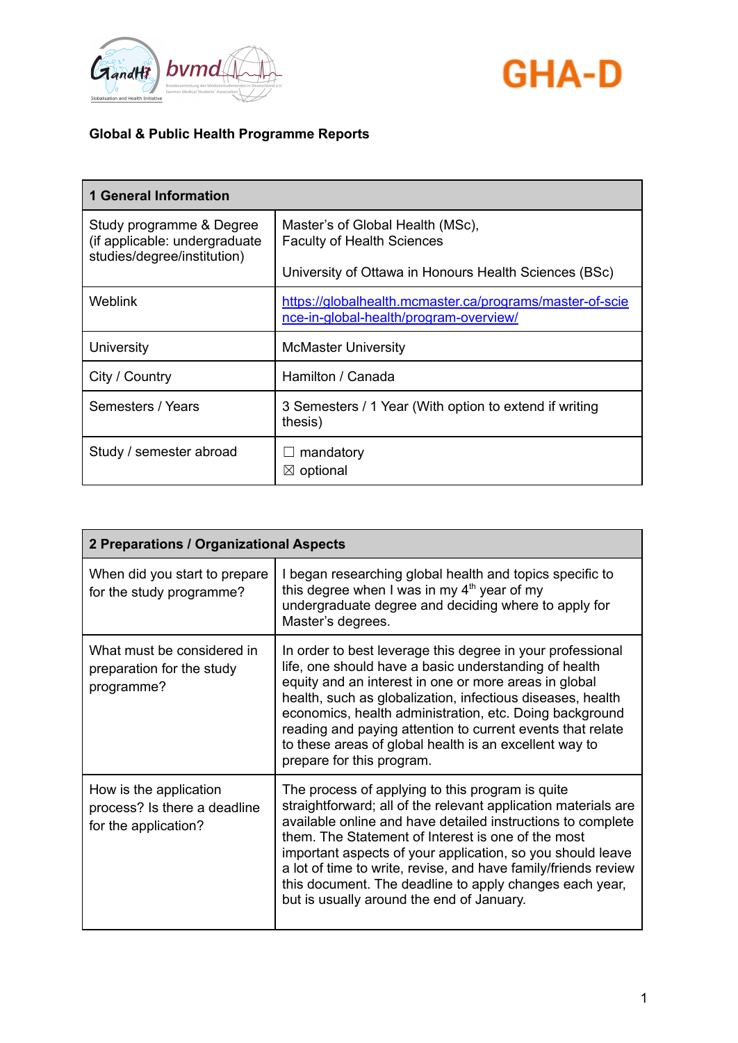GandHI bvmd GHA-D

**Global & Public Health Programme Reports**

| **1 General Information** | |
|---|---|
| Study programme & Degree (if applicable: undergraduate studies/degree/institution) | Master's of Global Health (MSc), Faculty of Health Sciences<br><br>University of Ottawa in Honours Health Sciences (BSc) |
| Weblink | https://globalhealth.mcmaster.ca/programs/master-of-science-in-global-health/program-overview/ |
| University | McMaster University |
| City / Country | Hamilton / Canada |
| Semesters / Years | 3 Semesters / 1 Year (With option to extend if writing thesis) |
| Study / semester abroad | ☐ mandatory<br>☒ optional |

| **2 Preparations / Organizational Aspects** | |
|---|---|
| When did you start to prepare for the study programme? | I began researching global health and topics specific to this degree when I was in my 4th year of my undergraduate degree and deciding where to apply for Master's degrees. |
| What must be considered in preparation for the study programme? | In order to best leverage this degree in your professional life, one should have a basic understanding of health equity and an interest in one or more areas in global health, such as globalization, infectious diseases, health economics, health administration, etc. Doing background reading and paying attention to current events that relate to these areas of global health is an excellent way to prepare for this program. |
| How is the application process? Is there a deadline for the application? | The process of applying to this program is quite straightforward; all of the relevant application materials are available online and have detailed instructions to complete them. The Statement of Interest is one of the most important aspects of your application, so you should leave a lot of time to write, revise, and have family/friends review this document. The deadline to apply changes each year, but is usually around the end of January. |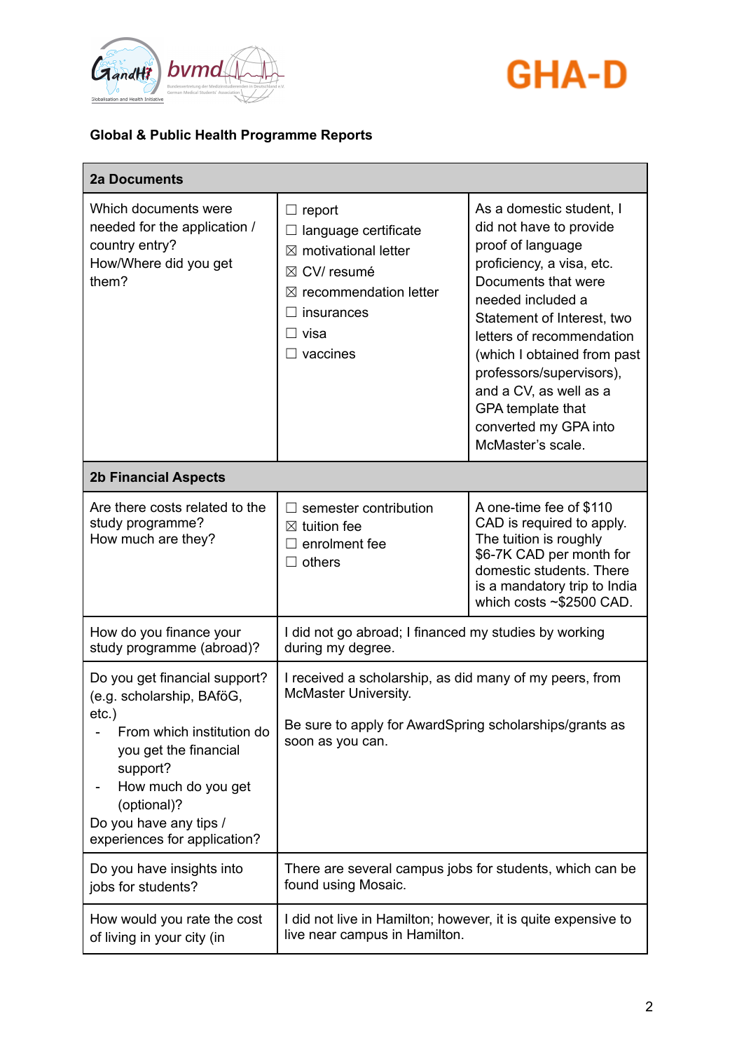**Global & Public Health Programme Reports**

| **2a Documents** | | |
|---|---|---|
| Which documents were needed for the application / country entry?<br>How/Where did you get them? | ☐ report<br>☐ language certificate<br>☒ motivational letter<br>☒ CV/ resumé<br>☒ recommendation letter<br>☐ insurances<br>☐ visa<br>☐ vaccines | As a domestic student, I did not have to provide proof of language proficiency, a visa, etc. Documents that were needed included a Statement of Interest, two letters of recommendation (which I obtained from past professors/supervisors), and a CV, as well as a GPA template that converted my GPA into McMaster's scale. |
| **2b Financial Aspects** | | |
| Are there costs related to the study programme?<br>How much are they? | ☐ semester contribution<br>☒ tuition fee<br>☐ enrolment fee<br>☐ others | A one-time fee of $110 CAD is required to apply. The tuition is roughly $6-7K CAD per month for domestic students. There is a mandatory trip to India which costs ~$2500 CAD. |
| How do you finance your study programme (abroad)? | I did not go abroad; I financed my studies by working during my degree. | |
| Do you get financial support? (e.g. scholarship, BAföG, etc.)<br>- From which institution do you get the financial support?<br>- How much do you get (optional)?<br>Do you have any tips / experiences for application? | I received a scholarship, as did many of my peers, from McMaster University.<br><br>Be sure to apply for AwardSpring scholarships/grants as soon as you can. | |
| Do you have insights into jobs for students? | There are several campus jobs for students, which can be found using Mosaic. | |
| How would you rate the cost of living in your city (in | I did not live in Hamilton; however, it is quite expensive to live near campus in Hamilton. | |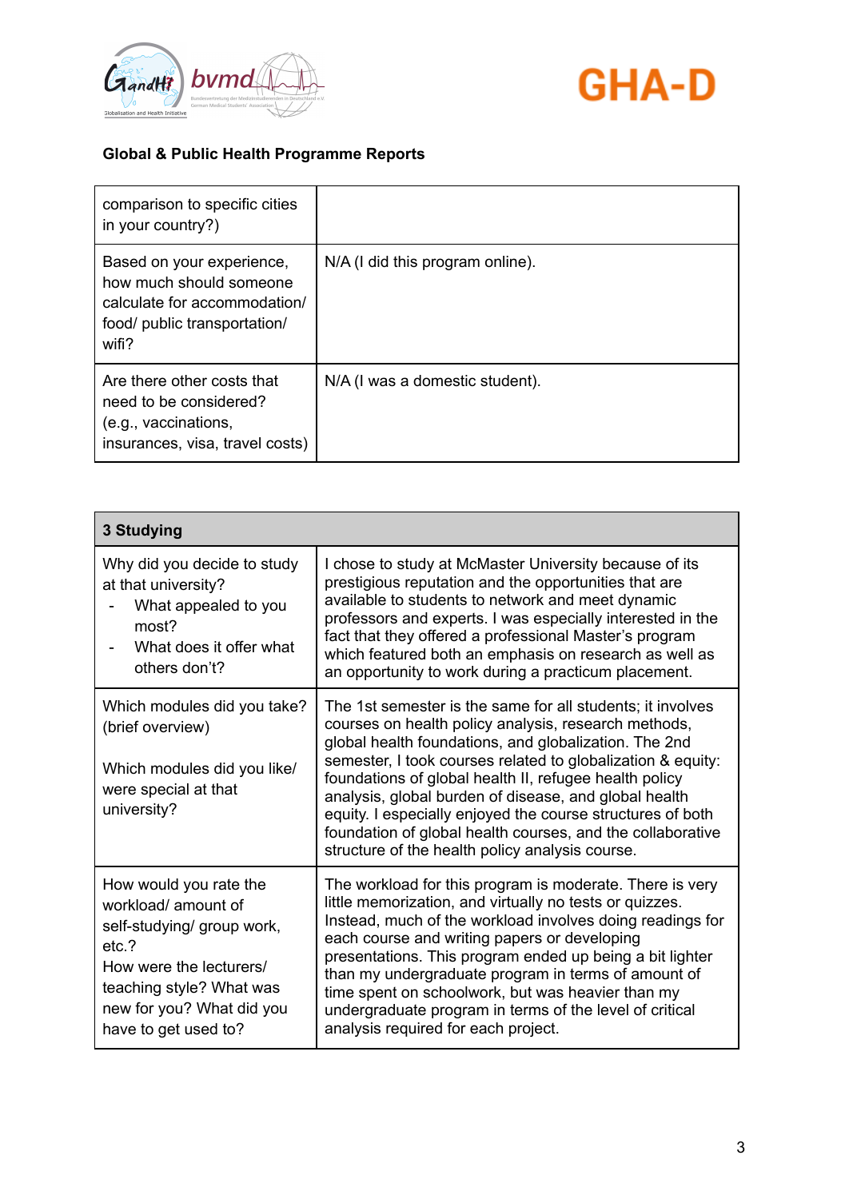**Global & Public Health Programme Reports**

| | |
|---|---|
| comparison to specific cities in your country?) | |
| Based on your experience, how much should someone calculate for accommodation/ food/ public transportation/ wifi? | N/A (I did this program online). |
| Are there other costs that need to be considered? (e.g., vaccinations, insurances, visa, travel costs) | N/A (I was a domestic student). |

| 3 Studying | |
|---|---|
| Why did you decide to study at that university?<br>- What appealed to you most?<br>- What does it offer what others don't? | I chose to study at McMaster University because of its prestigious reputation and the opportunities that are available to students to network and meet dynamic professors and experts. I was especially interested in the fact that they offered a professional Master's program which featured both an emphasis on research as well as an opportunity to work during a practicum placement. |
| Which modules did you take? (brief overview)<br><br>Which modules did you like/ were special at that university? | The 1st semester is the same for all students; it involves courses on health policy analysis, research methods, global health foundations, and globalization. The 2nd semester, I took courses related to globalization & equity: foundations of global health II, refugee health policy analysis, global burden of disease, and global health equity. I especially enjoyed the course structures of both foundation of global health courses, and the collaborative structure of the health policy analysis course. |
| How would you rate the workload/ amount of self-studying/ group work, etc.?<br>How were the lecturers/ teaching style? What was new for you? What did you have to get used to? | The workload for this program is moderate. There is very little memorization, and virtually no tests or quizzes. Instead, much of the workload involves doing readings for each course and writing papers or developing presentations. This program ended up being a bit lighter than my undergraduate program in terms of amount of time spent on schoolwork, but was heavier than my undergraduate program in terms of the level of critical analysis required for each project. |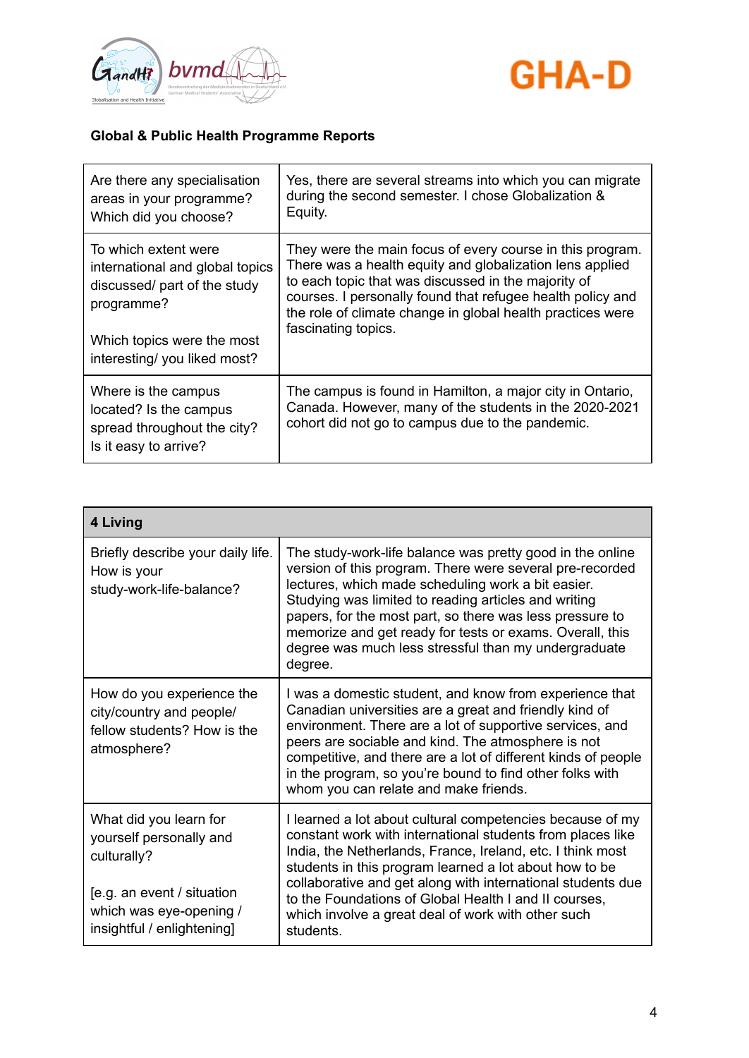**Global & Public Health Programme Reports**

| | |
|---|---|
| Are there any specialisation areas in your programme? Which did you choose? | Yes, there are several streams into which you can migrate during the second semester. I chose Globalization & Equity. |
| To which extent were international and global topics discussed/ part of the study programme?<br><br>Which topics were the most interesting/ you liked most? | They were the main focus of every course in this program. There was a health equity and globalization lens applied to each topic that was discussed in the majority of courses. I personally found that refugee health policy and the role of climate change in global health practices were fascinating topics. |
| Where is the campus located? Is the campus spread throughout the city? Is it easy to arrive? | The campus is found in Hamilton, a major city in Ontario, Canada. However, many of the students in the 2020-2021 cohort did not go to campus due to the pandemic. |

| **4 Living** | |
|---|---|
| Briefly describe your daily life. How is your study-work-life-balance? | The study-work-life balance was pretty good in the online version of this program. There were several pre-recorded lectures, which made scheduling work a bit easier. Studying was limited to reading articles and writing papers, for the most part, so there was less pressure to memorize and get ready for tests or exams. Overall, this degree was much less stressful than my undergraduate degree. |
| How do you experience the city/country and people/ fellow students? How is the atmosphere? | I was a domestic student, and know from experience that Canadian universities are a great and friendly kind of environment. There are a lot of supportive services, and peers are sociable and kind. The atmosphere is not competitive, and there are a lot of different kinds of people in the program, so you're bound to find other folks with whom you can relate and make friends. |
| What did you learn for yourself personally and culturally?<br><br>[e.g. an event / situation which was eye-opening / insightful / enlightening] | I learned a lot about cultural competencies because of my constant work with international students from places like India, the Netherlands, France, Ireland, etc. I think most students in this program learned a lot about how to be collaborative and get along with international students due to the Foundations of Global Health I and II courses, which involve a great deal of work with other such students. |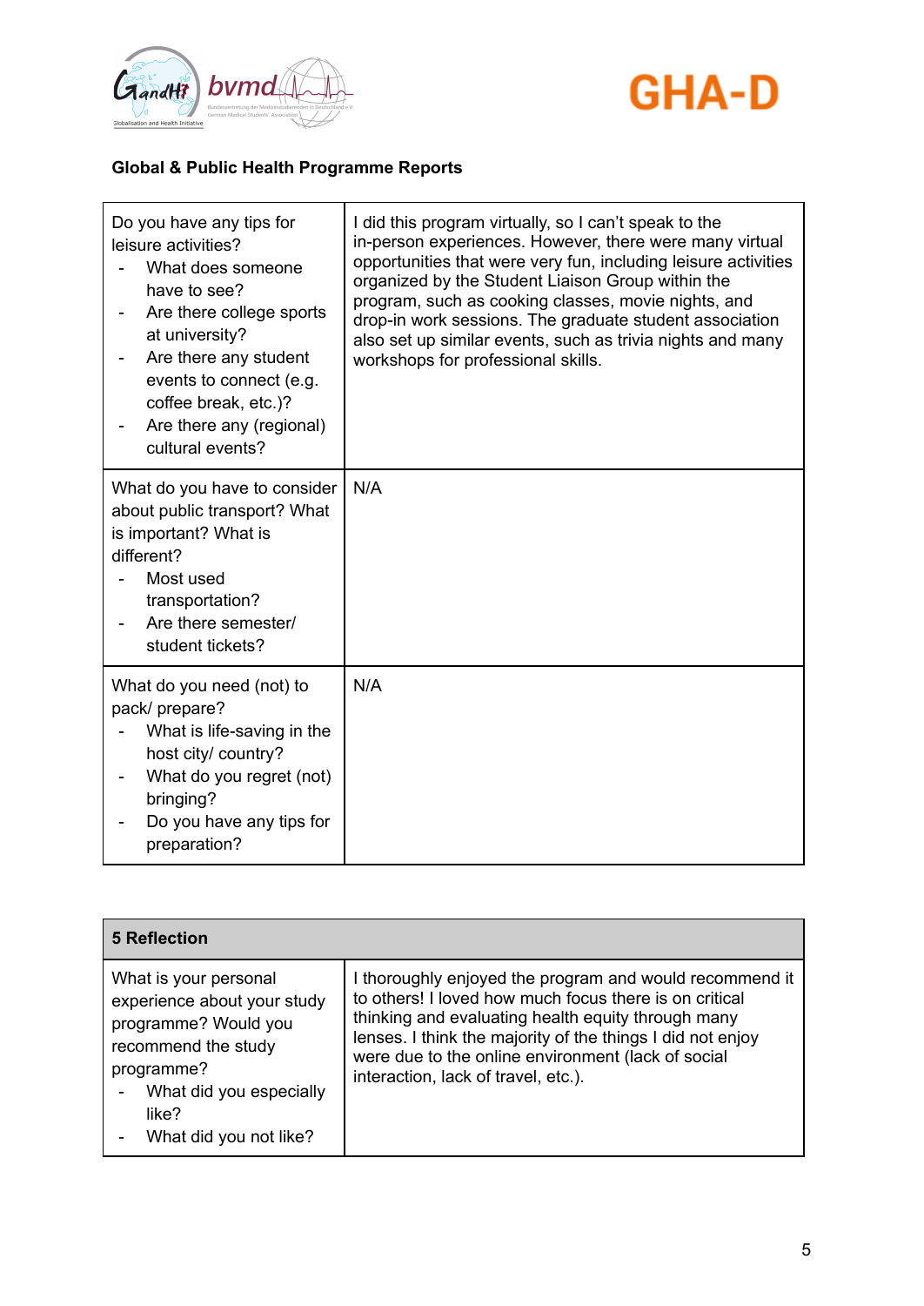**Global & Public Health Programme Reports**

| Question | Answer |
|---|---|
| Do you have any tips for leisure activities?<br>- What does someone have to see?<br>- Are there college sports at university?<br>- Are there any student events to connect (e.g. coffee break, etc.)?<br>- Are there any (regional) cultural events? | I did this program virtually, so I can't speak to the in-person experiences. However, there were many virtual opportunities that were very fun, including leisure activities organized by the Student Liaison Group within the program, such as cooking classes, movie nights, and drop-in work sessions. The graduate student association also set up similar events, such as trivia nights and many workshops for professional skills. |
| What do you have to consider about public transport? What is important? What is different?<br>- Most used transportation?<br>- Are there semester/ student tickets? | N/A |
| What do you need (not) to pack/ prepare?<br>- What is life-saving in the host city/ country?<br>- What do you regret (not) bringing?<br>- Do you have any tips for preparation? | N/A |

| 5 Reflection | |
|---|---|
| What is your personal experience about your study programme? Would you recommend the study programme?<br>- What did you especially like?<br>- What did you not like? | I thoroughly enjoyed the program and would recommend it to others! I loved how much focus there is on critical thinking and evaluating health equity through many lenses. I think the majority of the things I did not enjoy were due to the online environment (lack of social interaction, lack of travel, etc.). |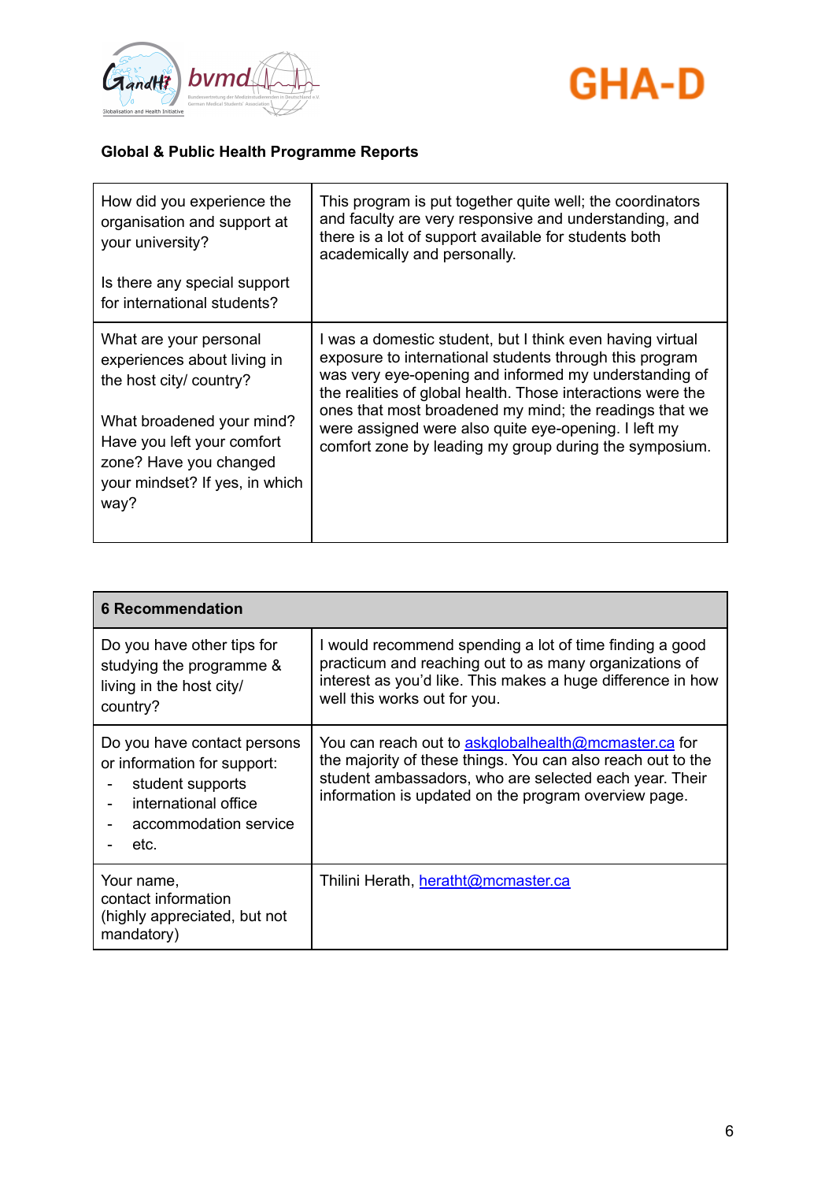**Global & Public Health Programme Reports**

| | |
|---|---|
| How did you experience the organisation and support at your university?<br><br>Is there any special support for international students? | This program is put together quite well; the coordinators and faculty are very responsive and understanding, and there is a lot of support available for students both academically and personally. |
| What are your personal experiences about living in the host city/ country?<br><br>What broadened your mind? Have you left your comfort zone? Have you changed your mindset? If yes, in which way? | I was a domestic student, but I think even having virtual exposure to international students through this program was very eye-opening and informed my understanding of the realities of global health. Those interactions were the ones that most broadened my mind; the readings that we were assigned were also quite eye-opening. I left my comfort zone by leading my group during the symposium. |

| **6 Recommendation** | |
|---|---|
| Do you have other tips for studying the programme & living in the host city/ country? | I would recommend spending a lot of time finding a good practicum and reaching out to as many organizations of interest as you'd like. This makes a huge difference in how well this works out for you. |
| Do you have contact persons or information for support:<br>- student supports<br>- international office<br>- accommodation service<br>- etc. | You can reach out to askglobalhealth@mcmaster.ca for the majority of these things. You can also reach out to the student ambassadors, who are selected each year. Their information is updated on the program overview page. |
| Your name, contact information (highly appreciated, but not mandatory) | Thilini Herath, heratht@mcmaster.ca |